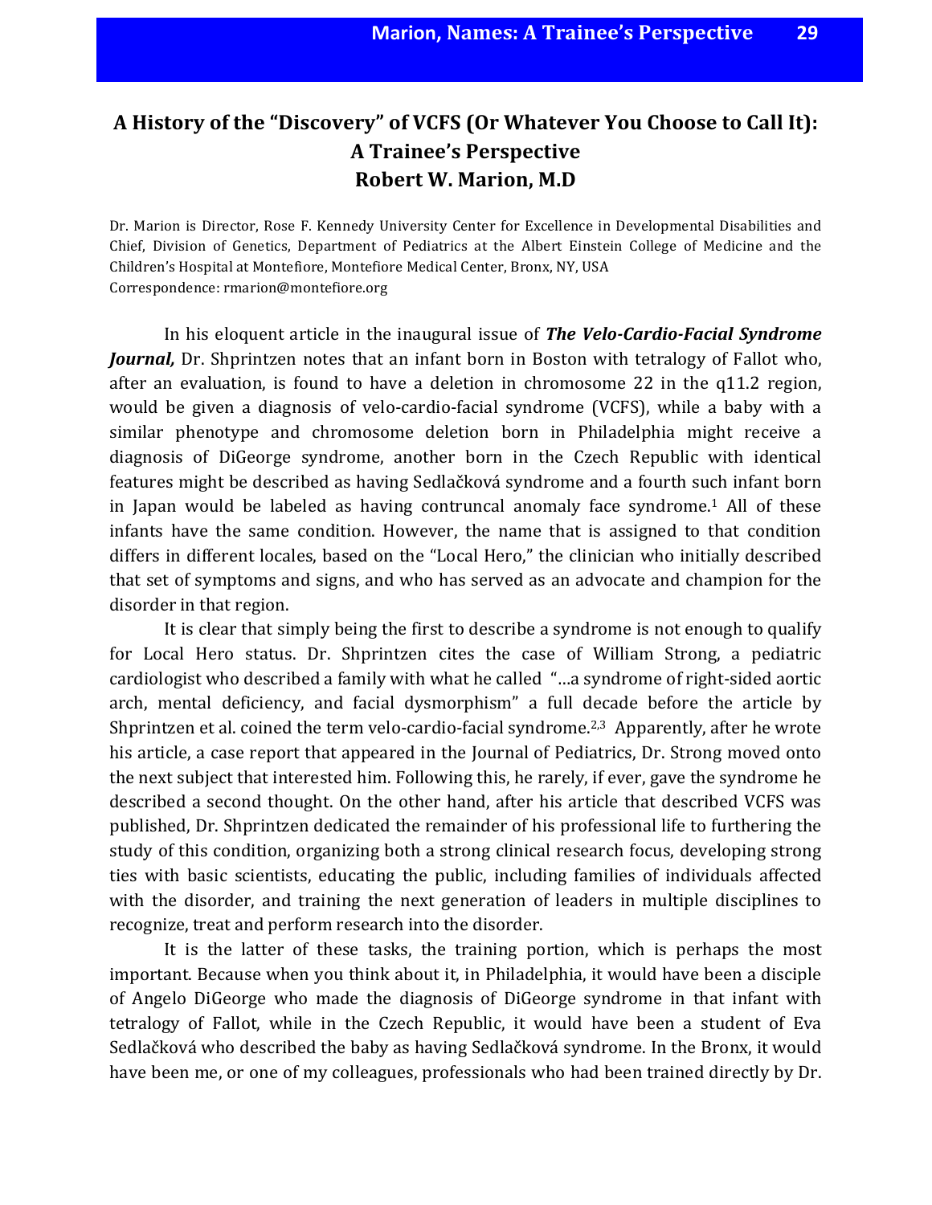# A History of the "Discovery" of VCFS (Or Whatever You Choose to Call It): A Trainee's Perspective

## Robert W. Marion, M.D

Dr. Marion is Director, Rose F. Kennedy University Center for Excellence in Developmental Disabilities and Chief, Division of Genetics, Department of Pediatrics at the Albert Einstein College of Medicine and the Children's Hospital at Montefiore, Montefiore Medical Center, Bronx, NY, USA
Correspondence: rmarion@montefiore.org

In his eloquent article in the inaugural issue of ***The Velo-Cardio-Facial Syndrome Journal,*** Dr. Shprintzen notes that an infant born in Boston with tetralogy of Fallot who, after an evaluation, is found to have a deletion in chromosome 22 in the q11.2 region, would be given a diagnosis of velo-cardio-facial syndrome (VCFS), while a baby with a similar phenotype and chromosome deletion born in Philadelphia might receive a diagnosis of DiGeorge syndrome, another born in the Czech Republic with identical features might be described as having Sedlačková syndrome and a fourth such infant born in Japan would be labeled as having contruncal anomaly face syndrome.[1] All of these infants have the same condition. However, the name that is assigned to that condition differs in different locales, based on the "Local Hero," the clinician who initially described that set of symptoms and signs, and who has served as an advocate and champion for the disorder in that region.

It is clear that simply being the first to describe a syndrome is not enough to qualify for Local Hero status. Dr. Shprintzen cites the case of William Strong, a pediatric cardiologist who described a family with what he called "…a syndrome of right-sided aortic arch, mental deficiency, and facial dysmorphism" a full decade before the article by Shprintzen et al. coined the term velo-cardio-facial syndrome.[2,3] Apparently, after he wrote his article, a case report that appeared in the Journal of Pediatrics, Dr. Strong moved onto the next subject that interested him. Following this, he rarely, if ever, gave the syndrome he described a second thought. On the other hand, after his article that described VCFS was published, Dr. Shprintzen dedicated the remainder of his professional life to furthering the study of this condition, organizing both a strong clinical research focus, developing strong ties with basic scientists, educating the public, including families of individuals affected with the disorder, and training the next generation of leaders in multiple disciplines to recognize, treat and perform research into the disorder.

It is the latter of these tasks, the training portion, which is perhaps the most important. Because when you think about it, in Philadelphia, it would have been a disciple of Angelo DiGeorge who made the diagnosis of DiGeorge syndrome in that infant with tetralogy of Fallot, while in the Czech Republic, it would have been a student of Eva Sedlačková who described the baby as having Sedlačková syndrome. In the Bronx, it would have been me, or one of my colleagues, professionals who had been trained directly by Dr.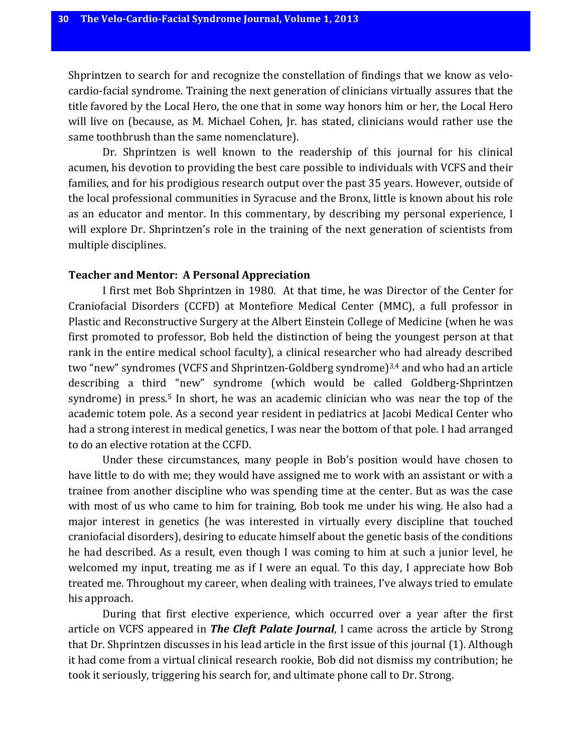Shprintzen to search for and recognize the constellation of findings that we know as velo-cardio-facial syndrome. Training the next generation of clinicians virtually assures that the title favored by the Local Hero, the one that in some way honors him or her, the Local Hero will live on (because, as M. Michael Cohen, Jr. has stated, clinicians would rather use the same toothbrush than the same nomenclature).

Dr. Shprintzen is well known to the readership of this journal for his clinical acumen, his devotion to providing the best care possible to individuals with VCFS and their families, and for his prodigious research output over the past 35 years. However, outside of the local professional communities in Syracuse and the Bronx, little is known about his role as an educator and mentor. In this commentary, by describing my personal experience, I will explore Dr. Shprintzen's role in the training of the next generation of scientists from multiple disciplines.

### Teacher and Mentor: A Personal Appreciation

I first met Bob Shprintzen in 1980. At that time, he was Director of the Center for Craniofacial Disorders (CCFD) at Montefiore Medical Center (MMC), a full professor in Plastic and Reconstructive Surgery at the Albert Einstein College of Medicine (when he was first promoted to professor, Bob held the distinction of being the youngest person at that rank in the entire medical school faculty), a clinical researcher who had already described two "new" syndromes (VCFS and Shprintzen-Goldberg syndrome)[3,4] and who had an article describing a third "new" syndrome (which would be called Goldberg-Shprintzen syndrome) in press.[5] In short, he was an academic clinician who was near the top of the academic totem pole. As a second year resident in pediatrics at Jacobi Medical Center who had a strong interest in medical genetics, I was near the bottom of that pole. I had arranged to do an elective rotation at the CCFD.

Under these circumstances, many people in Bob's position would have chosen to have little to do with me; they would have assigned me to work with an assistant or with a trainee from another discipline who was spending time at the center. But as was the case with most of us who came to him for training, Bob took me under his wing. He also had a major interest in genetics (he was interested in virtually every discipline that touched craniofacial disorders), desiring to educate himself about the genetic basis of the conditions he had described. As a result, even though I was coming to him at such a junior level, he welcomed my input, treating me as if I were an equal. To this day, I appreciate how Bob treated me. Throughout my career, when dealing with trainees, I've always tried to emulate his approach.

During that first elective experience, which occurred over a year after the first article on VCFS appeared in ***The Cleft Palate Journal***, I came across the article by Strong that Dr. Shprintzen discusses in his lead article in the first issue of this journal (1). Although it had come from a virtual clinical research rookie, Bob did not dismiss my contribution; he took it seriously, triggering his search for, and ultimate phone call to Dr. Strong.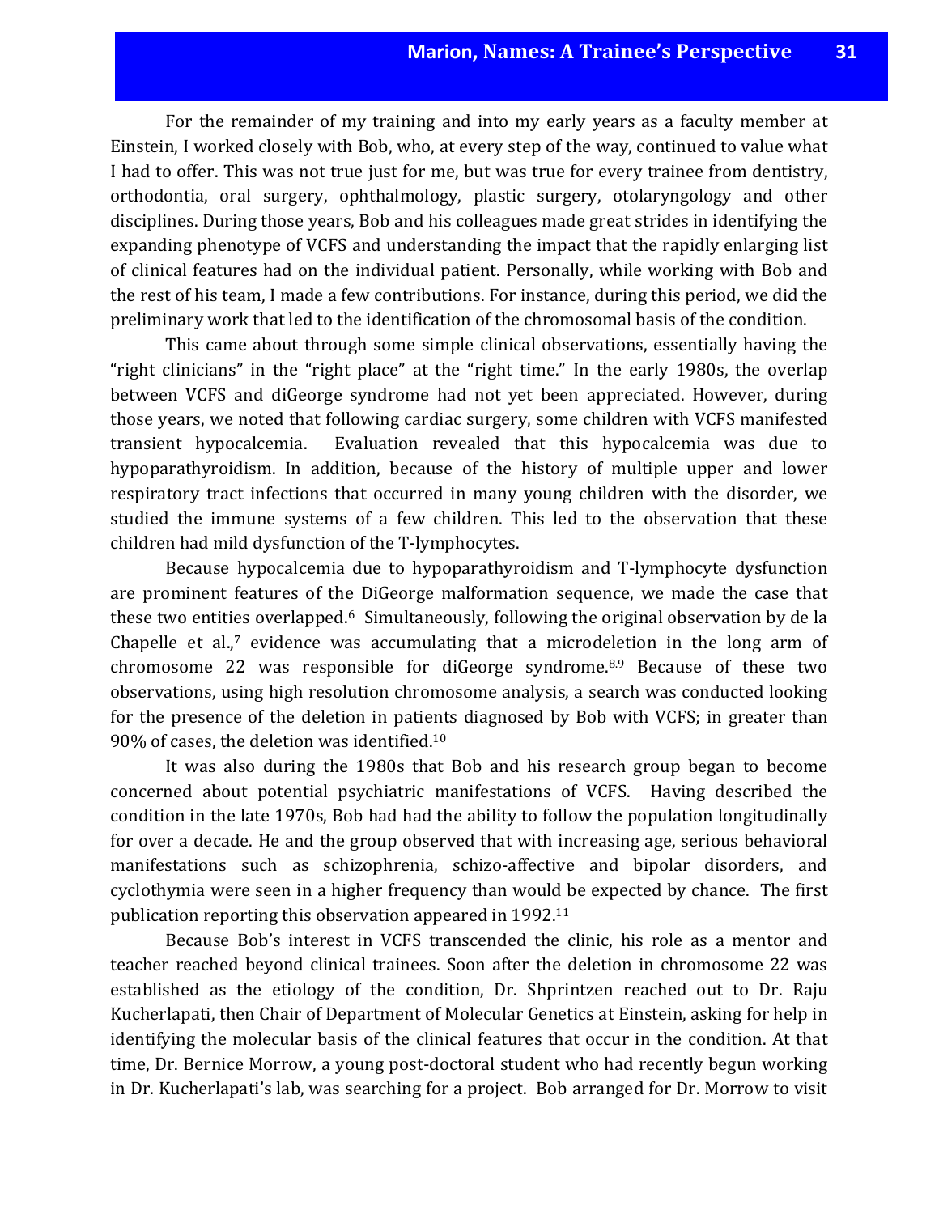For the remainder of my training and into my early years as a faculty member at Einstein, I worked closely with Bob, who, at every step of the way, continued to value what I had to offer. This was not true just for me, but was true for every trainee from dentistry, orthodontia, oral surgery, ophthalmology, plastic surgery, otolaryngology and other disciplines. During those years, Bob and his colleagues made great strides in identifying the expanding phenotype of VCFS and understanding the impact that the rapidly enlarging list of clinical features had on the individual patient. Personally, while working with Bob and the rest of his team, I made a few contributions. For instance, during this period, we did the preliminary work that led to the identification of the chromosomal basis of the condition.

This came about through some simple clinical observations, essentially having the "right clinicians" in the "right place" at the "right time." In the early 1980s, the overlap between VCFS and diGeorge syndrome had not yet been appreciated. However, during those years, we noted that following cardiac surgery, some children with VCFS manifested transient hypocalcemia. Evaluation revealed that this hypocalcemia was due to hypoparathyroidism. In addition, because of the history of multiple upper and lower respiratory tract infections that occurred in many young children with the disorder, we studied the immune systems of a few children. This led to the observation that these children had mild dysfunction of the T-lymphocytes.

Because hypocalcemia due to hypoparathyroidism and T-lymphocyte dysfunction are prominent features of the DiGeorge malformation sequence, we made the case that these two entities overlapped.[6] Simultaneously, following the original observation by de la Chapelle et al.,[7] evidence was accumulating that a microdeletion in the long arm of chromosome 22 was responsible for diGeorge syndrome.[8,9] Because of these two observations, using high resolution chromosome analysis, a search was conducted looking for the presence of the deletion in patients diagnosed by Bob with VCFS; in greater than 90% of cases, the deletion was identified.[10]

It was also during the 1980s that Bob and his research group began to become concerned about potential psychiatric manifestations of VCFS. Having described the condition in the late 1970s, Bob had had the ability to follow the population longitudinally for over a decade. He and the group observed that with increasing age, serious behavioral manifestations such as schizophrenia, schizo-affective and bipolar disorders, and cyclothymia were seen in a higher frequency than would be expected by chance. The first publication reporting this observation appeared in 1992.[11]

Because Bob's interest in VCFS transcended the clinic, his role as a mentor and teacher reached beyond clinical trainees. Soon after the deletion in chromosome 22 was established as the etiology of the condition, Dr. Shprintzen reached out to Dr. Raju Kucherlapati, then Chair of Department of Molecular Genetics at Einstein, asking for help in identifying the molecular basis of the clinical features that occur in the condition. At that time, Dr. Bernice Morrow, a young post-doctoral student who had recently begun working in Dr. Kucherlapati's lab, was searching for a project. Bob arranged for Dr. Morrow to visit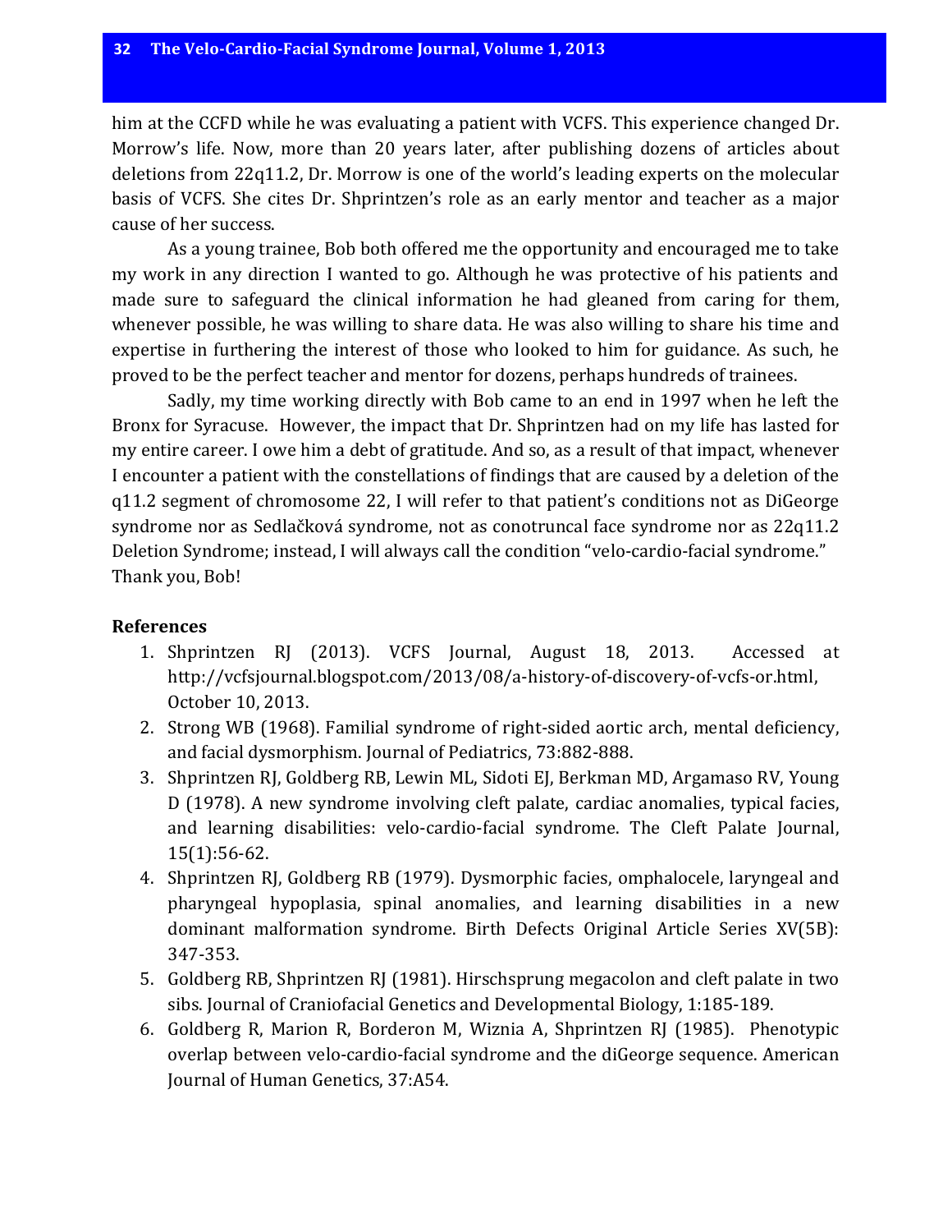him at the CCFD while he was evaluating a patient with VCFS. This experience changed Dr. Morrow's life. Now, more than 20 years later, after publishing dozens of articles about deletions from 22q11.2, Dr. Morrow is one of the world's leading experts on the molecular basis of VCFS. She cites Dr. Shprintzen's role as an early mentor and teacher as a major cause of her success.

As a young trainee, Bob both offered me the opportunity and encouraged me to take my work in any direction I wanted to go. Although he was protective of his patients and made sure to safeguard the clinical information he had gleaned from caring for them, whenever possible, he was willing to share data. He was also willing to share his time and expertise in furthering the interest of those who looked to him for guidance. As such, he proved to be the perfect teacher and mentor for dozens, perhaps hundreds of trainees.

Sadly, my time working directly with Bob came to an end in 1997 when he left the Bronx for Syracuse. However, the impact that Dr. Shprintzen had on my life has lasted for my entire career. I owe him a debt of gratitude. And so, as a result of that impact, whenever I encounter a patient with the constellations of findings that are caused by a deletion of the q11.2 segment of chromosome 22, I will refer to that patient's conditions not as DiGeorge syndrome nor as Sedlačková syndrome, not as conotruncal face syndrome nor as 22q11.2 Deletion Syndrome; instead, I will always call the condition "velo-cardio-facial syndrome." Thank you, Bob!

**References**

1. Shprintzen RJ (2013). VCFS Journal, August 18, 2013. Accessed at http://vcfsjournal.blogspot.com/2013/08/a-history-of-discovery-of-vcfs-or.html, October 10, 2013.
2. Strong WB (1968). Familial syndrome of right-sided aortic arch, mental deficiency, and facial dysmorphism. Journal of Pediatrics, 73:882-888.
3. Shprintzen RJ, Goldberg RB, Lewin ML, Sidoti EJ, Berkman MD, Argamaso RV, Young D (1978). A new syndrome involving cleft palate, cardiac anomalies, typical facies, and learning disabilities: velo-cardio-facial syndrome. The Cleft Palate Journal, 15(1):56-62.
4. Shprintzen RJ, Goldberg RB (1979). Dysmorphic facies, omphalocele, laryngeal and pharyngeal hypoplasia, spinal anomalies, and learning disabilities in a new dominant malformation syndrome. Birth Defects Original Article Series XV(5B): 347-353.
5. Goldberg RB, Shprintzen RJ (1981). Hirschsprung megacolon and cleft palate in two sibs. Journal of Craniofacial Genetics and Developmental Biology, 1:185-189.
6. Goldberg R, Marion R, Borderon M, Wiznia A, Shprintzen RJ (1985). Phenotypic overlap between velo-cardio-facial syndrome and the diGeorge sequence. American Journal of Human Genetics, 37:A54.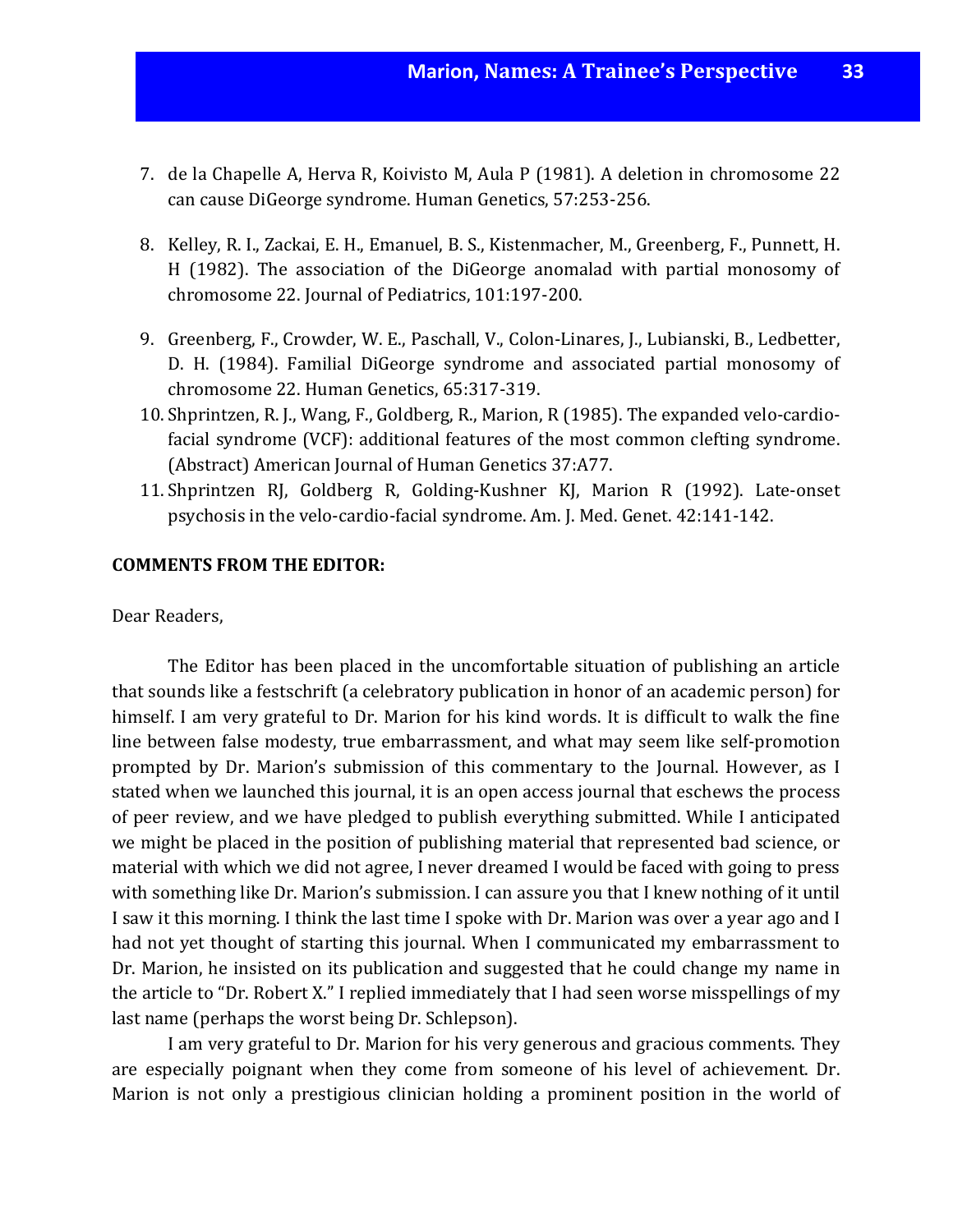7. de la Chapelle A, Herva R, Koivisto M, Aula P (1981). A deletion in chromosome 22 can cause DiGeorge syndrome. Human Genetics, 57:253-256.

8. Kelley, R. I., Zackai, E. H., Emanuel, B. S., Kistenmacher, M., Greenberg, F., Punnett, H. H (1982). The association of the DiGeorge anomalad with partial monosomy of chromosome 22. Journal of Pediatrics, 101:197-200.

9. Greenberg, F., Crowder, W. E., Paschall, V., Colon-Linares, J., Lubianski, B., Ledbetter, D. H. (1984). Familial DiGeorge syndrome and associated partial monosomy of chromosome 22. Human Genetics, 65:317-319.

10. Shprintzen, R. J., Wang, F., Goldberg, R., Marion, R (1985). The expanded velo-cardio-facial syndrome (VCF): additional features of the most common clefting syndrome. (Abstract) American Journal of Human Genetics 37:A77.

11. Shprintzen RJ, Goldberg R, Golding-Kushner KJ, Marion R (1992). Late-onset psychosis in the velo-cardio-facial syndrome. Am. J. Med. Genet. 42:141-142.

**COMMENTS FROM THE EDITOR:**

Dear Readers,

The Editor has been placed in the uncomfortable situation of publishing an article that sounds like a festschrift (a celebratory publication in honor of an academic person) for himself. I am very grateful to Dr. Marion for his kind words. It is difficult to walk the fine line between false modesty, true embarrassment, and what may seem like self-promotion prompted by Dr. Marion's submission of this commentary to the Journal. However, as I stated when we launched this journal, it is an open access journal that eschews the process of peer review, and we have pledged to publish everything submitted. While I anticipated we might be placed in the position of publishing material that represented bad science, or material with which we did not agree, I never dreamed I would be faced with going to press with something like Dr. Marion's submission. I can assure you that I knew nothing of it until I saw it this morning. I think the last time I spoke with Dr. Marion was over a year ago and I had not yet thought of starting this journal. When I communicated my embarrassment to Dr. Marion, he insisted on its publication and suggested that he could change my name in the article to "Dr. Robert X." I replied immediately that I had seen worse misspellings of my last name (perhaps the worst being Dr. Schlepson).

I am very grateful to Dr. Marion for his very generous and gracious comments. They are especially poignant when they come from someone of his level of achievement. Dr. Marion is not only a prestigious clinician holding a prominent position in the world of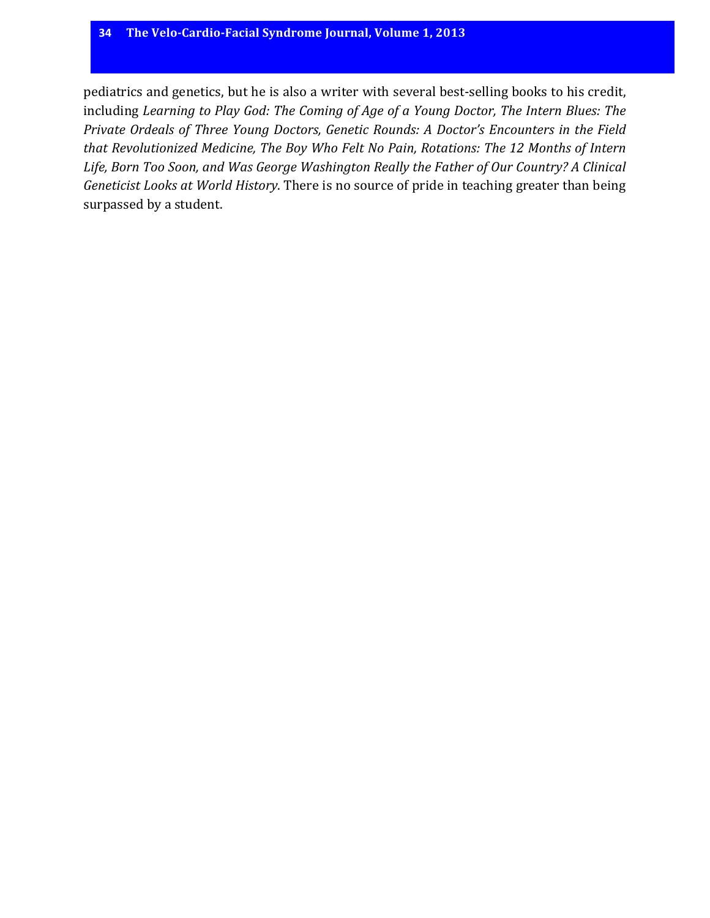pediatrics and genetics, but he is also a writer with several best-selling books to his credit, including *Learning to Play God: The Coming of Age of a Young Doctor, The Intern Blues: The Private Ordeals of Three Young Doctors, Genetic Rounds: A Doctor's Encounters in the Field that Revolutionized Medicine, The Boy Who Felt No Pain, Rotations: The 12 Months of Intern Life, Born Too Soon, and Was George Washington Really the Father of Our Country? A Clinical Geneticist Looks at World History*. There is no source of pride in teaching greater than being surpassed by a student.